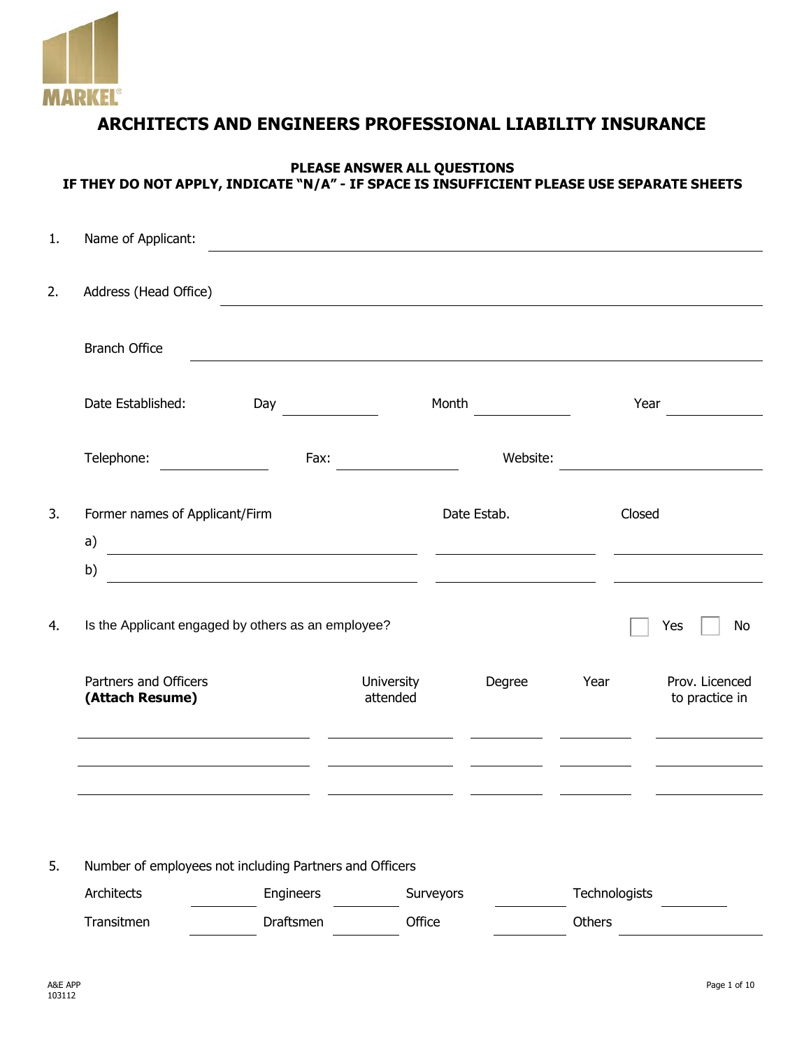MARKEL

# ARCHITECTS AND ENGINEERS PROFESSIONAL LIABILITY INSURANCE

**PLEASE ANSWER ALL QUESTIONS**
**IF THEY DO NOT APPLY, INDICATE "N/A" - IF SPACE IS INSUFFICIENT PLEASE USE SEPARATE SHEETS**

1. Name of Applicant: ______________________________

2. Address (Head Office) ______________________________

   Branch Office ______________________________

   Date Established: Day ________ Month ________ Year ________

   Telephone: ________ Fax: ________ Website: ________

3. Former names of Applicant/Firm

| Former names of Applicant/Firm | Date Estab. | Closed |
|---|---|---|
| a) | | |
| b) | | |

4. Is the Applicant engaged by others as an employee? ☐ Yes ☐ No

| Partners and Officers **(Attach Resume)** | University attended | Degree | Year | Prov. Licenced to practice in |
|---|---|---|---|---|
| | | | | |
| | | | | |
| | | | | |

5. Number of employees not including Partners and Officers

| | | | | | | | |
|---|---|---|---|---|---|---|---|
| Architects | | Engineers | | Surveyors | | Technologists | |
| Transitmen | | Draftsmen | | Office | | Others | |

A&E APP
103112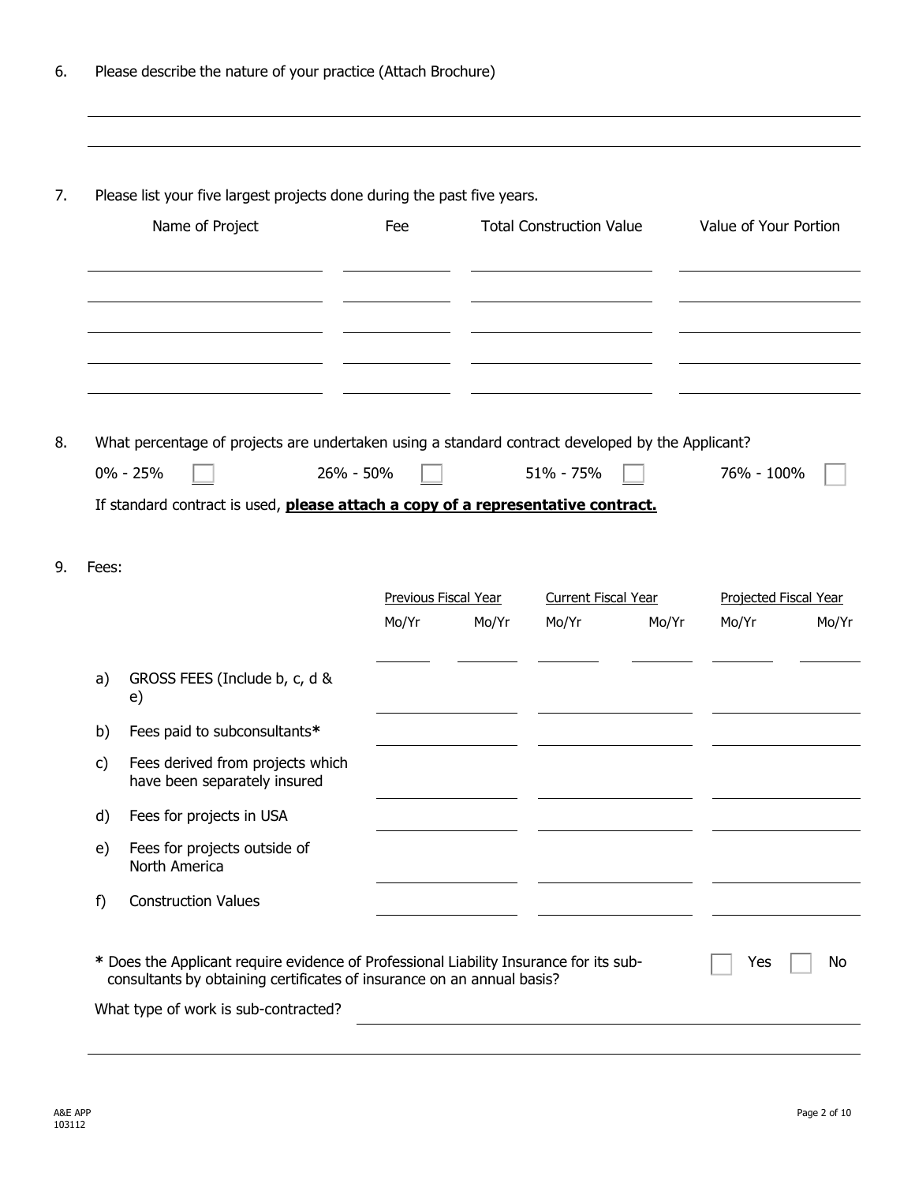6. Please describe the nature of your practice (Attach Brochure)

\_\_\_\_\_\_\_\_\_\_\_\_\_\_\_\_\_\_\_\_\_\_\_\_\_\_\_\_\_\_\_\_\_\_\_\_\_\_\_\_\_\_\_\_\_\_\_\_\_\_\_\_\_\_\_\_\_\_

\_\_\_\_\_\_\_\_\_\_\_\_\_\_\_\_\_\_\_\_\_\_\_\_\_\_\_\_\_\_\_\_\_\_\_\_\_\_\_\_\_\_\_\_\_\_\_\_\_\_\_\_\_\_\_\_\_\_

7. Please list your five largest projects done during the past five years.

| Name of Project | Fee | Total Construction Value | Value of Your Portion |
|---|---|---|---|
| | | | |
| | | | |
| | | | |
| | | | |
| | | | |

8. What percentage of projects are undertaken using a standard contract developed by the Applicant?

0% - 25% ☐ 26% - 50% ☐ 51% - 75% ☐ 76% - 100% ☐

If standard contract is used, **please attach a copy of a representative contract.**

9. Fees:

| | | Previous Fiscal Year | | Current Fiscal Year | | Projected Fiscal Year | |
|---|---|---|---|---|---|---|---|
| | | Mo/Yr | Mo/Yr | Mo/Yr | Mo/Yr | Mo/Yr | Mo/Yr |
| a) | GROSS FEES (Include b, c, d & e) | | | | | | |
| b) | Fees paid to subconsultants* | | | | | | |
| c) | Fees derived from projects which have been separately insured | | | | | | |
| d) | Fees for projects in USA | | | | | | |
| e) | Fees for projects outside of North America | | | | | | |
| f) | Construction Values | | | | | | |

**\*** Does the Applicant require evidence of Professional Liability Insurance for its sub-consultants by obtaining certificates of insurance on an annual basis? ☐ Yes ☐ No

What type of work is sub-contracted? \_\_\_\_\_\_\_\_\_\_\_\_\_\_\_\_\_\_\_\_\_\_\_\_\_\_\_\_\_\_\_\_\_\_\_\_

\_\_\_\_\_\_\_\_\_\_\_\_\_\_\_\_\_\_\_\_\_\_\_\_\_\_\_\_\_\_\_\_\_\_\_\_\_\_\_\_\_\_\_\_\_\_\_\_\_\_\_\_\_\_\_\_\_\_

A&E APP
103112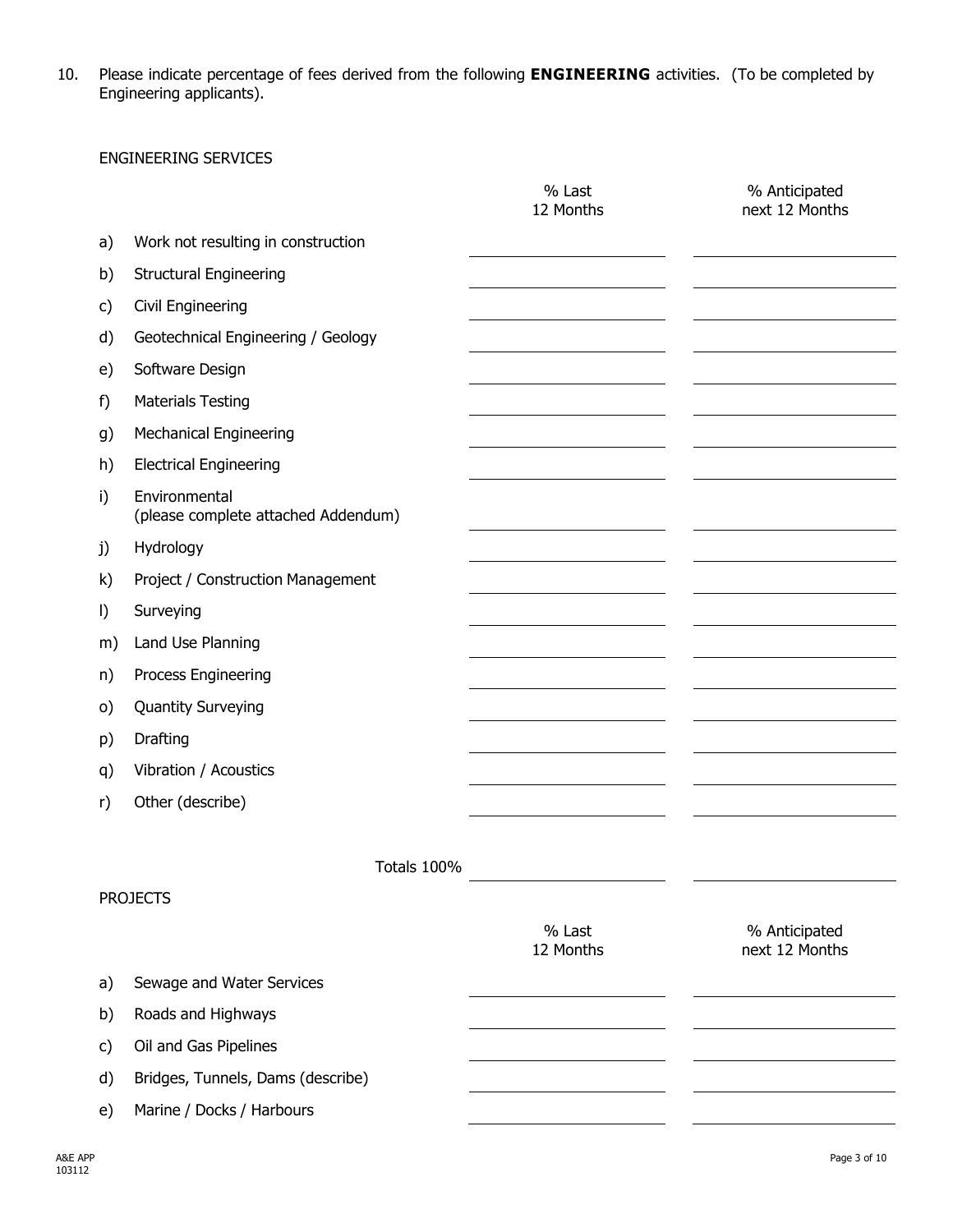10. Please indicate percentage of fees derived from the following **ENGINEERING** activities. (To be completed by Engineering applicants).

ENGINEERING SERVICES

| | | % Last 12 Months | % Anticipated next 12 Months |
|---|---|---|---|
| a) | Work not resulting in construction | | |
| b) | Structural Engineering | | |
| c) | Civil Engineering | | |
| d) | Geotechnical Engineering / Geology | | |
| e) | Software Design | | |
| f) | Materials Testing | | |
| g) | Mechanical Engineering | | |
| h) | Electrical Engineering | | |
| i) | Environmental (please complete attached Addendum) | | |
| j) | Hydrology | | |
| k) | Project / Construction Management | | |
| l) | Surveying | | |
| m) | Land Use Planning | | |
| n) | Process Engineering | | |
| o) | Quantity Surveying | | |
| p) | Drafting | | |
| q) | Vibration / Acoustics | | |
| r) | Other (describe) | | |
| | Totals 100% | | |

PROJECTS

| | | % Last 12 Months | % Anticipated next 12 Months |
|---|---|---|---|
| a) | Sewage and Water Services | | |
| b) | Roads and Highways | | |
| c) | Oil and Gas Pipelines | | |
| d) | Bridges, Tunnels, Dams (describe) | | |
| e) | Marine / Docks / Harbours | | |

A&E APP
103112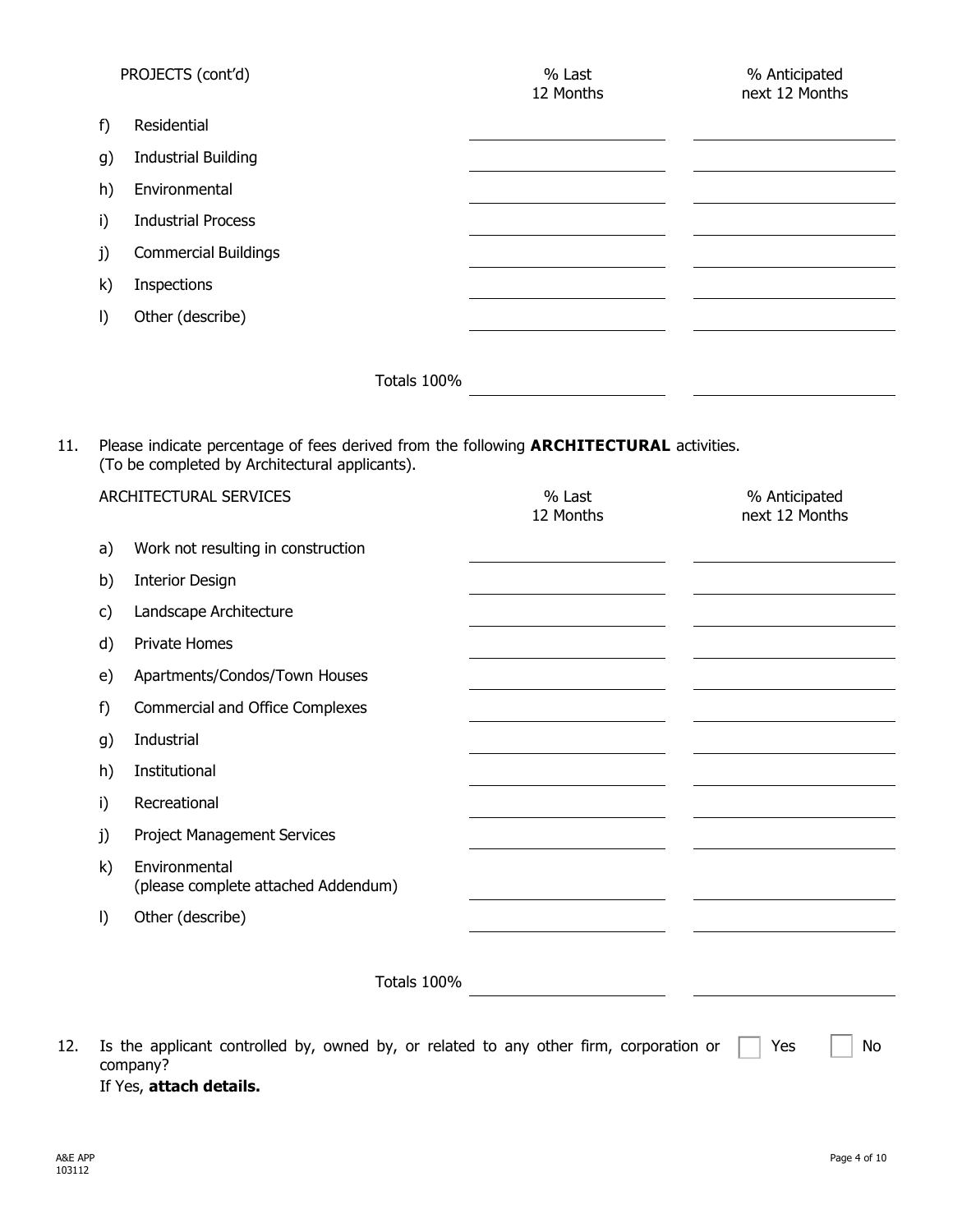| PROJECTS (cont'd) | % Last 12 Months | % Anticipated next 12 Months |
|---|---|---|
| f) Residential | | |
| g) Industrial Building | | |
| h) Environmental | | |
| i) Industrial Process | | |
| j) Commercial Buildings | | |
| k) Inspections | | |
| l) Other (describe) | | |
| Totals 100% | | |

11. Please indicate percentage of fees derived from the following **ARCHITECTURAL** activities. (To be completed by Architectural applicants).

| ARCHITECTURAL SERVICES | % Last 12 Months | % Anticipated next 12 Months |
|---|---|---|
| a) Work not resulting in construction | | |
| b) Interior Design | | |
| c) Landscape Architecture | | |
| d) Private Homes | | |
| e) Apartments/Condos/Town Houses | | |
| f) Commercial and Office Complexes | | |
| g) Industrial | | |
| h) Institutional | | |
| i) Recreational | | |
| j) Project Management Services | | |
| k) Environmental (please complete attached Addendum) | | |
| l) Other (describe) | | |
| Totals 100% | | |

12. Is the applicant controlled by, owned by, or related to any other firm, corporation or company? ☐ Yes ☐ No
If Yes, **attach details.**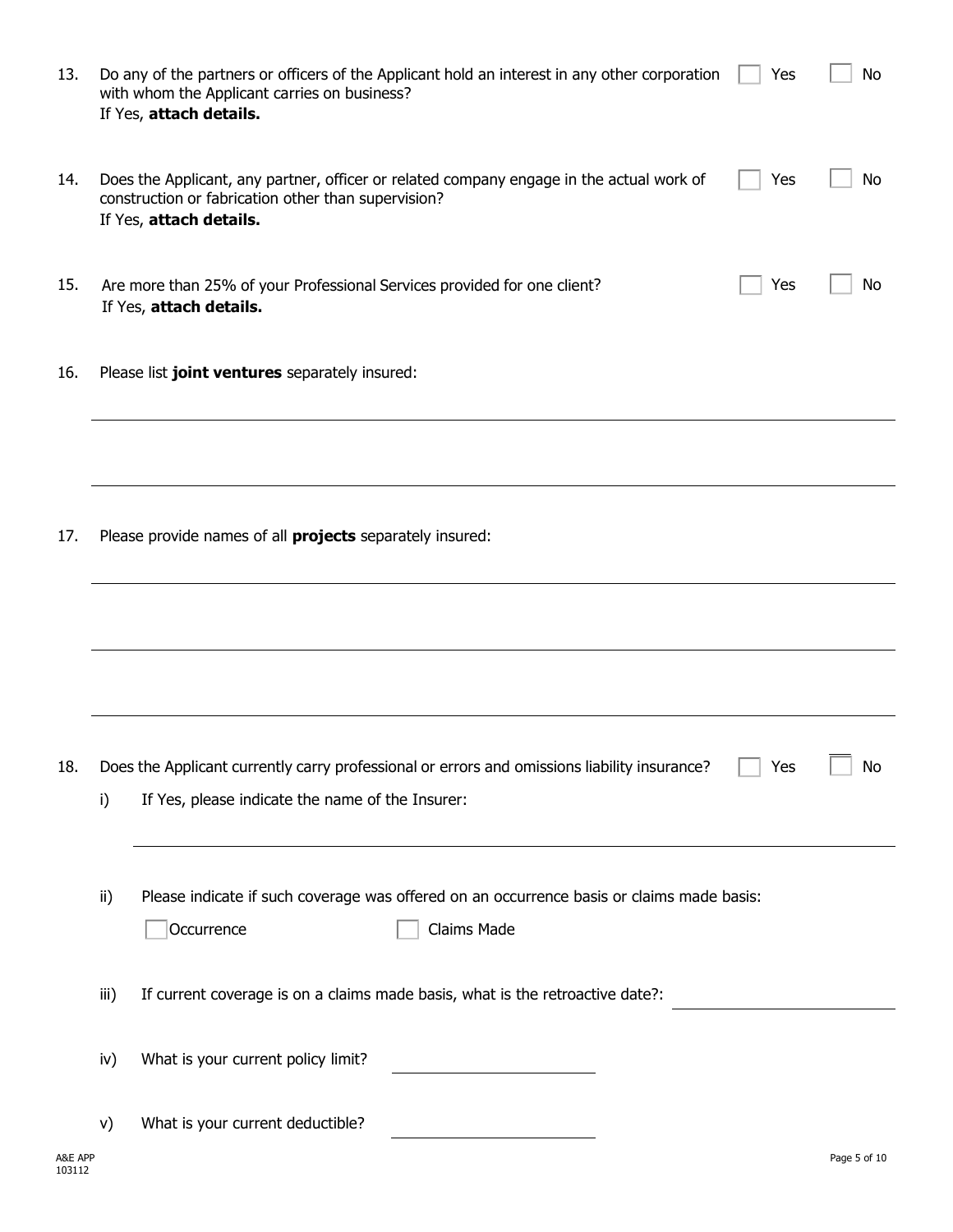13. Do any of the partners or officers of the Applicant hold an interest in any other corporation with whom the Applicant carries on business? ☐ Yes ☐ No
    If Yes, **attach details.**

14. Does the Applicant, any partner, officer or related company engage in the actual work of construction or fabrication other than supervision? ☐ Yes ☐ No
    If Yes, **attach details.**

15. Are more than 25% of your Professional Services provided for one client? ☐ Yes ☐ No
    If Yes, **attach details.**

16. Please list **joint ventures** separately insured:

\_\_\_\_\_\_\_\_\_\_\_\_\_\_\_\_\_\_\_\_\_\_\_\_\_\_\_\_\_\_\_\_\_\_\_\_\_\_\_\_\_\_\_\_\_\_\_\_\_\_\_\_\_\_\_\_\_\_\_\_

\_\_\_\_\_\_\_\_\_\_\_\_\_\_\_\_\_\_\_\_\_\_\_\_\_\_\_\_\_\_\_\_\_\_\_\_\_\_\_\_\_\_\_\_\_\_\_\_\_\_\_\_\_\_\_\_\_\_\_\_

17. Please provide names of all **projects** separately insured:

\_\_\_\_\_\_\_\_\_\_\_\_\_\_\_\_\_\_\_\_\_\_\_\_\_\_\_\_\_\_\_\_\_\_\_\_\_\_\_\_\_\_\_\_\_\_\_\_\_\_\_\_\_\_\_\_\_\_\_\_

\_\_\_\_\_\_\_\_\_\_\_\_\_\_\_\_\_\_\_\_\_\_\_\_\_\_\_\_\_\_\_\_\_\_\_\_\_\_\_\_\_\_\_\_\_\_\_\_\_\_\_\_\_\_\_\_\_\_\_\_

\_\_\_\_\_\_\_\_\_\_\_\_\_\_\_\_\_\_\_\_\_\_\_\_\_\_\_\_\_\_\_\_\_\_\_\_\_\_\_\_\_\_\_\_\_\_\_\_\_\_\_\_\_\_\_\_\_\_\_\_

18. Does the Applicant currently carry professional or errors and omissions liability insurance? ☐ Yes ☐ No

    i) If Yes, please indicate the name of the Insurer: \_\_\_\_\_\_\_\_\_\_\_\_\_\_\_\_\_\_\_\_\_\_\_\_\_\_\_\_\_\_\_\_

    ii) Please indicate if such coverage was offered on an occurrence basis or claims made basis:
    ☐ Occurrence ☐ Claims Made

    iii) If current coverage is on a claims made basis, what is the retroactive date?: \_\_\_\_\_\_\_\_\_\_\_\_\_\_\_\_

    iv) What is your current policy limit? \_\_\_\_\_\_\_\_\_\_\_\_\_\_\_\_

    v) What is your current deductible? \_\_\_\_\_\_\_\_\_\_\_\_\_\_\_\_

A&E APP
103112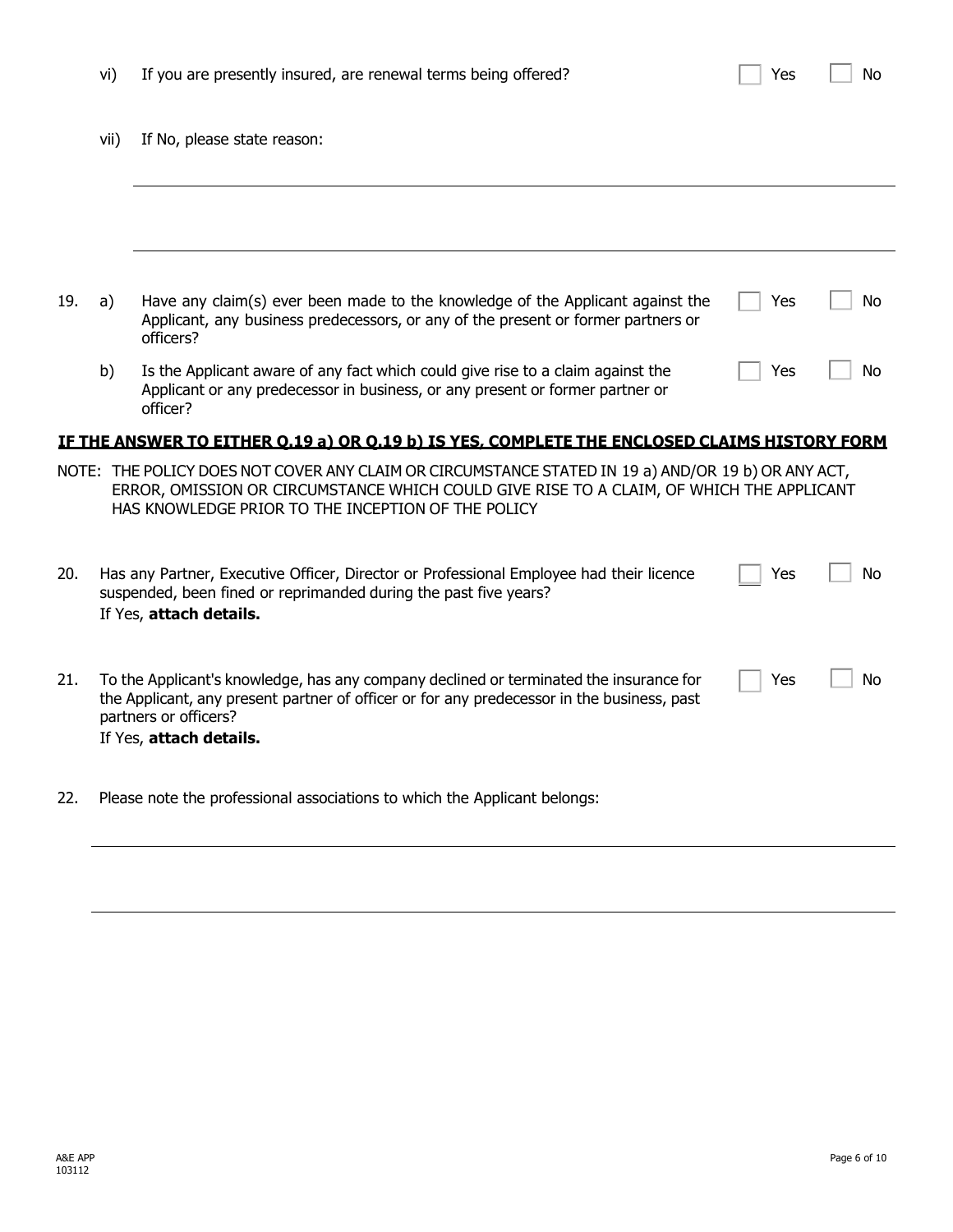vi) If you are presently insured, are renewal terms being offered? ☐ Yes ☐ No

vii) If No, please state reason:

______________________________________________________________________

______________________________________________________________________

19. a) Have any claim(s) ever been made to the knowledge of the Applicant against the Applicant, any business predecessors, or any of the present or former partners or officers? ☐ Yes ☐ No

    b) Is the Applicant aware of any fact which could give rise to a claim against the Applicant or any predecessor in business, or any present or former partner or officer? ☐ Yes ☐ No

**IF THE ANSWER TO EITHER Q.19 a) OR Q.19 b) IS YES, COMPLETE THE ENCLOSED CLAIMS HISTORY FORM**

NOTE: THE POLICY DOES NOT COVER ANY CLAIM OR CIRCUMSTANCE STATED IN 19 a) AND/OR 19 b) OR ANY ACT, ERROR, OMISSION OR CIRCUMSTANCE WHICH COULD GIVE RISE TO A CLAIM, OF WHICH THE APPLICANT HAS KNOWLEDGE PRIOR TO THE INCEPTION OF THE POLICY

20. Has any Partner, Executive Officer, Director or Professional Employee had their licence suspended, been fined or reprimanded during the past five years? ☐ Yes ☐ No
    If Yes, **attach details.**

21. To the Applicant's knowledge, has any company declined or terminated the insurance for the Applicant, any present partner of officer or for any predecessor in the business, past partners or officers? ☐ Yes ☐ No
    If Yes, **attach details.**

22. Please note the professional associations to which the Applicant belongs:

______________________________________________________________________

______________________________________________________________________

A&E APP
103112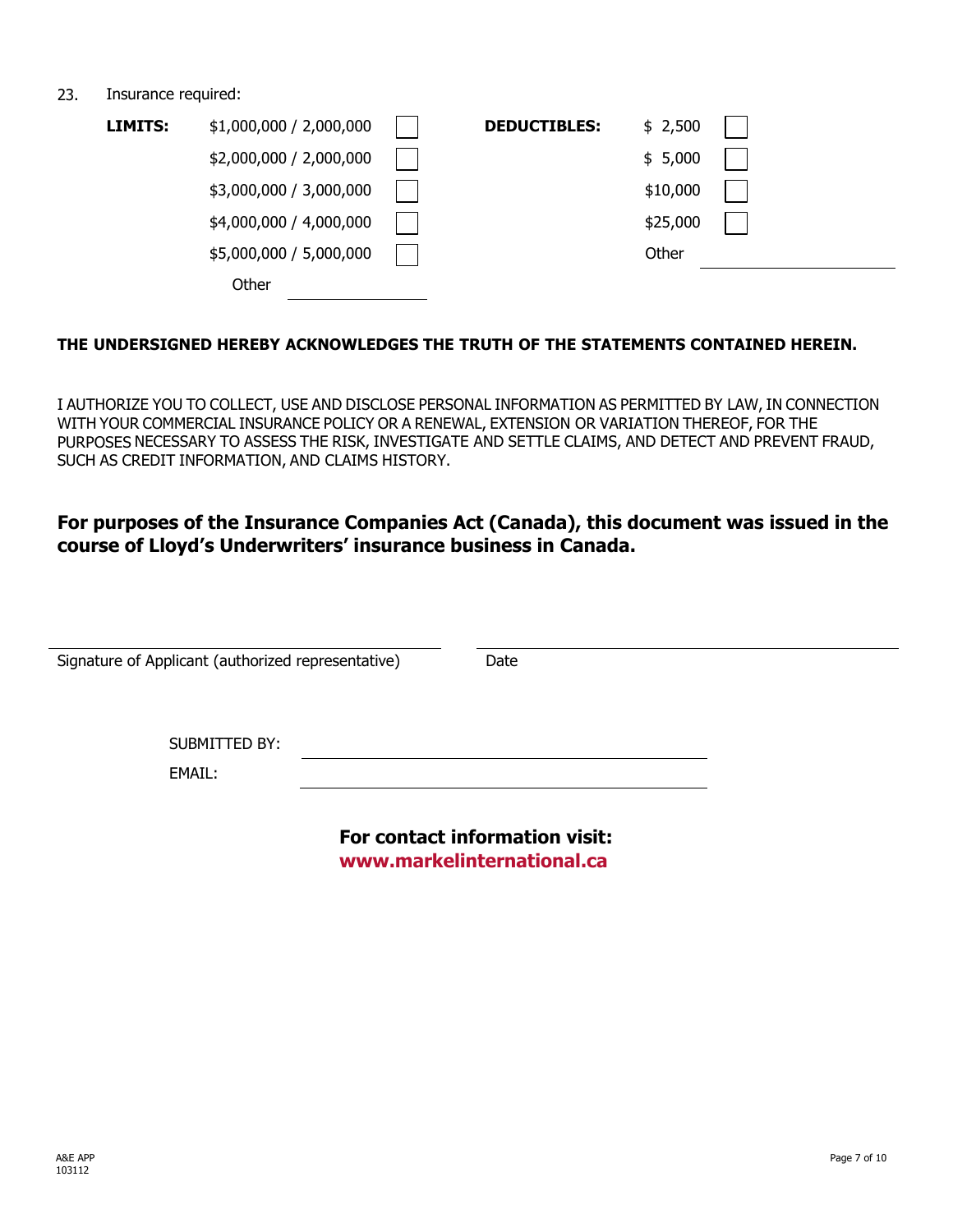23. Insurance required:

| **LIMITS:** | | | **DEDUCTIBLES:** | | |
|---|---|---|---|---|---|
| | $1,000,000 / 2,000,000 | ☐ | | $ 2,500 | ☐ |
| | $2,000,000 / 2,000,000 | ☐ | | $ 5,000 | ☐ |
| | $3,000,000 / 3,000,000 | ☐ | | $10,000 | ☐ |
| | $4,000,000 / 4,000,000 | ☐ | | $25,000 | ☐ |
| | $5,000,000 / 5,000,000 | ☐ | | Other | ________ |
| | Other ________ | | | | |

**THE UNDERSIGNED HEREBY ACKNOWLEDGES THE TRUTH OF THE STATEMENTS CONTAINED HEREIN.**

I AUTHORIZE YOU TO COLLECT, USE AND DISCLOSE PERSONAL INFORMATION AS PERMITTED BY LAW, IN CONNECTION WITH YOUR COMMERCIAL INSURANCE POLICY OR A RENEWAL, EXTENSION OR VARIATION THEREOF, FOR THE PURPOSES NECESSARY TO ASSESS THE RISK, INVESTIGATE AND SETTLE CLAIMS, AND DETECT AND PREVENT FRAUD, SUCH AS CREDIT INFORMATION, AND CLAIMS HISTORY.

**For purposes of the Insurance Companies Act (Canada), this document was issued in the course of Lloyd's Underwriters' insurance business in Canada.**

________________________________________ ________________________________________

Signature of Applicant (authorized representative) Date

SUBMITTED BY: ________________________________________

EMAIL: ________________________________________

**For contact information visit:**
**www.markelinternational.ca**

A&E APP
103112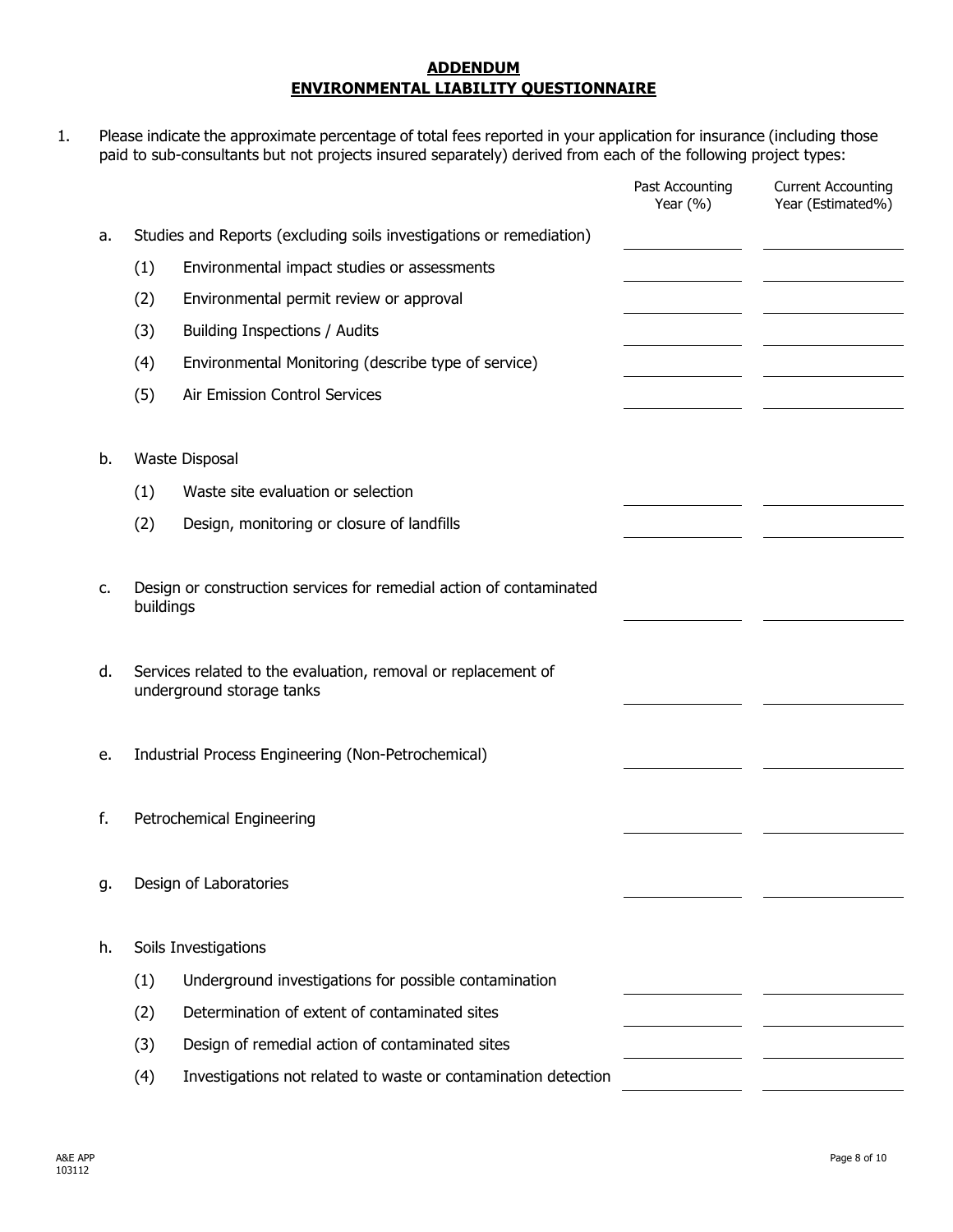# ADDENDUM
# ENVIRONMENTAL LIABILITY QUESTIONNAIRE

1. Please indicate the approximate percentage of total fees reported in your application for insurance (including those paid to sub-consultants but not projects insured separately) derived from each of the following project types:

| | | | Past Accounting Year (%) | Current Accounting Year (Estimated%) |
|---|---|---|---|---|
| a. | Studies and Reports (excluding soils investigations or remediation) | | ______ | ______ |
| | (1) | Environmental impact studies or assessments | ______ | ______ |
| | (2) | Environmental permit review or approval | ______ | ______ |
| | (3) | Building Inspections / Audits | ______ | ______ |
| | (4) | Environmental Monitoring (describe type of service) | ______ | ______ |
| | (5) | Air Emission Control Services | ______ | ______ |
| b. | Waste Disposal | | | |
| | (1) | Waste site evaluation or selection | ______ | ______ |
| | (2) | Design, monitoring or closure of landfills | ______ | ______ |
| c. | Design or construction services for remedial action of contaminated buildings | | ______ | ______ |
| d. | Services related to the evaluation, removal or replacement of underground storage tanks | | ______ | ______ |
| e. | Industrial Process Engineering (Non-Petrochemical) | | ______ | ______ |
| f. | Petrochemical Engineering | | ______ | ______ |
| g. | Design of Laboratories | | ______ | ______ |
| h. | Soils Investigations | | | |
| | (1) | Underground investigations for possible contamination | ______ | ______ |
| | (2) | Determination of extent of contaminated sites | ______ | ______ |
| | (3) | Design of remedial action of contaminated sites | ______ | ______ |
| | (4) | Investigations not related to waste or contamination detection | ______ | ______ |

A&E APP
103112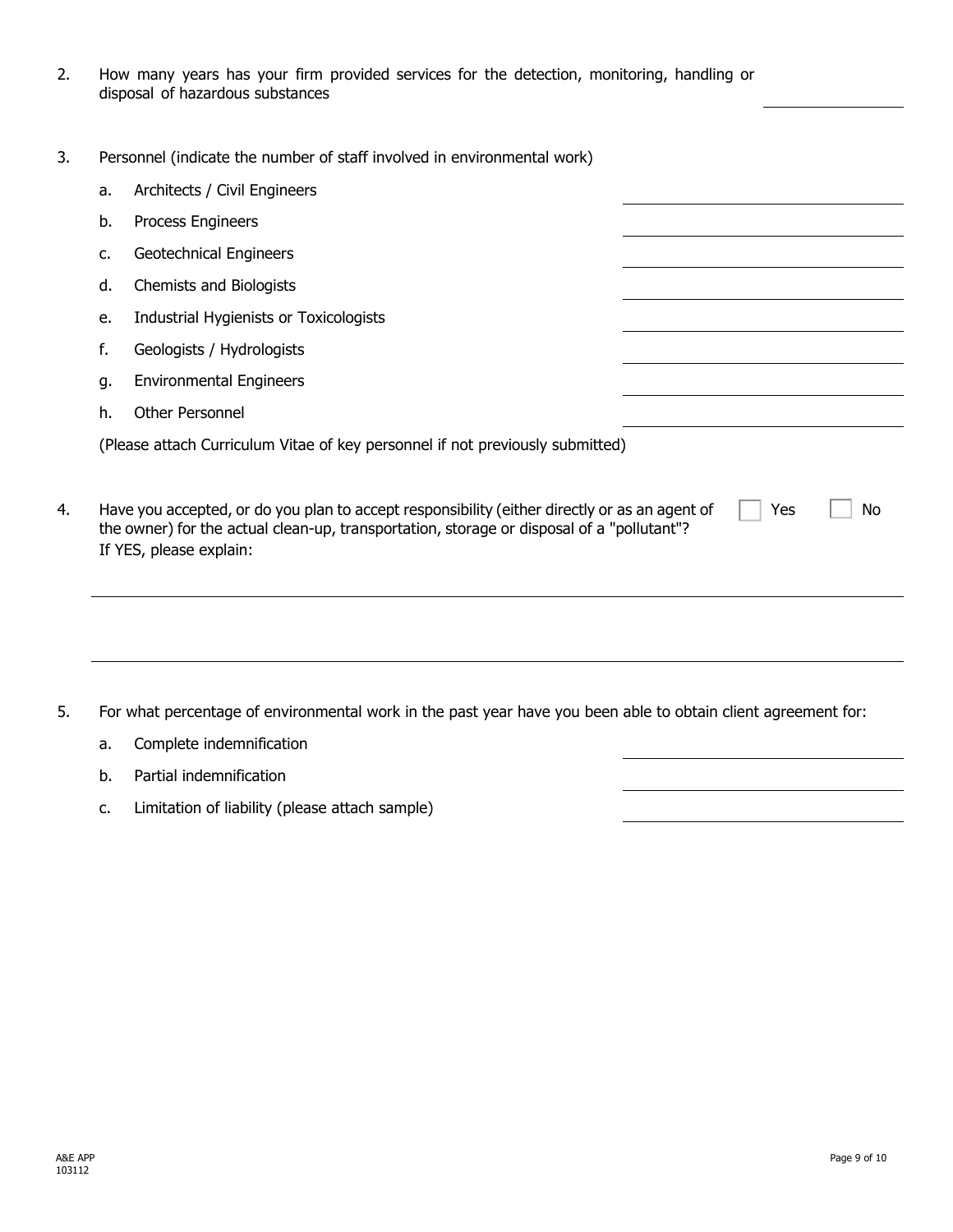2. How many years has your firm provided services for the detection, monitoring, handling or disposal of hazardous substances ____________

3. Personnel (indicate the number of staff involved in environmental work)

   a. Architects / Civil Engineers ____________
   b. Process Engineers ____________
   c. Geotechnical Engineers ____________
   d. Chemists and Biologists ____________
   e. Industrial Hygienists or Toxicologists ____________
   f. Geologists / Hydrologists ____________
   g. Environmental Engineers ____________
   h. Other Personnel ____________

   (Please attach Curriculum Vitae of key personnel if not previously submitted)

4. Have you accepted, or do you plan to accept responsibility (either directly or as an agent of the owner) for the actual clean-up, transportation, storage or disposal of a "pollutant"? ☐ Yes ☐ No
   If YES, please explain:

   ______________________________________________________________________

   ______________________________________________________________________

5. For what percentage of environmental work in the past year have you been able to obtain client agreement for:

   a. Complete indemnification ____________
   b. Partial indemnification ____________
   c. Limitation of liability (please attach sample) ____________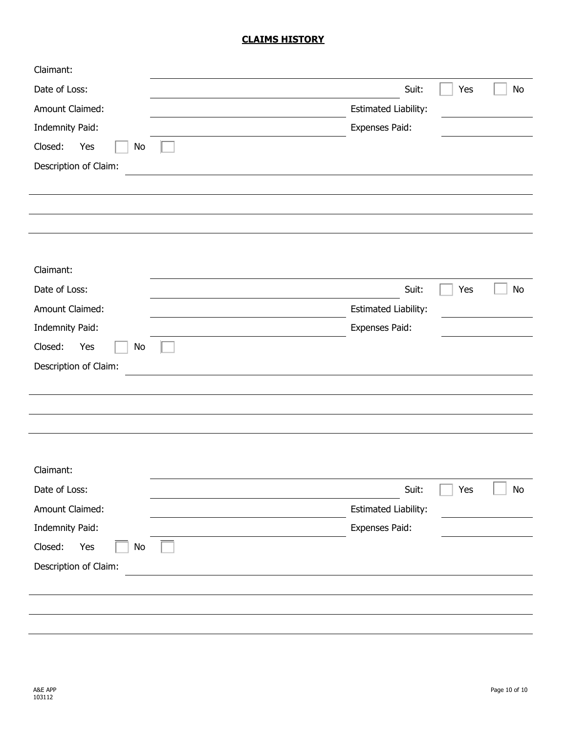# CLAIMS HISTORY

Claimant: ______________________________

Date of Loss: ______________________________ Suit: ☐ Yes ☐ No

Amount Claimed: ______________________________ Estimated Liability: ______________

Indemnity Paid: ______________________________ Expenses Paid: ______________

Closed: Yes ☐ No ☐

Description of Claim: ______________________________

______________________________

______________________________

______________________________

Claimant: ______________________________

Date of Loss: ______________________________ Suit: ☐ Yes ☐ No

Amount Claimed: ______________________________ Estimated Liability: ______________

Indemnity Paid: ______________________________ Expenses Paid: ______________

Closed: Yes ☐ No ☐

Description of Claim: ______________________________

______________________________

______________________________

______________________________

Claimant: ______________________________

Date of Loss: ______________________________ Suit: ☐ Yes ☐ No

Amount Claimed: ______________________________ Estimated Liability: ______________

Indemnity Paid: ______________________________ Expenses Paid: ______________

Closed: Yes ☐ No ☐

Description of Claim: ______________________________

______________________________

______________________________

______________________________

A&E APP
103112